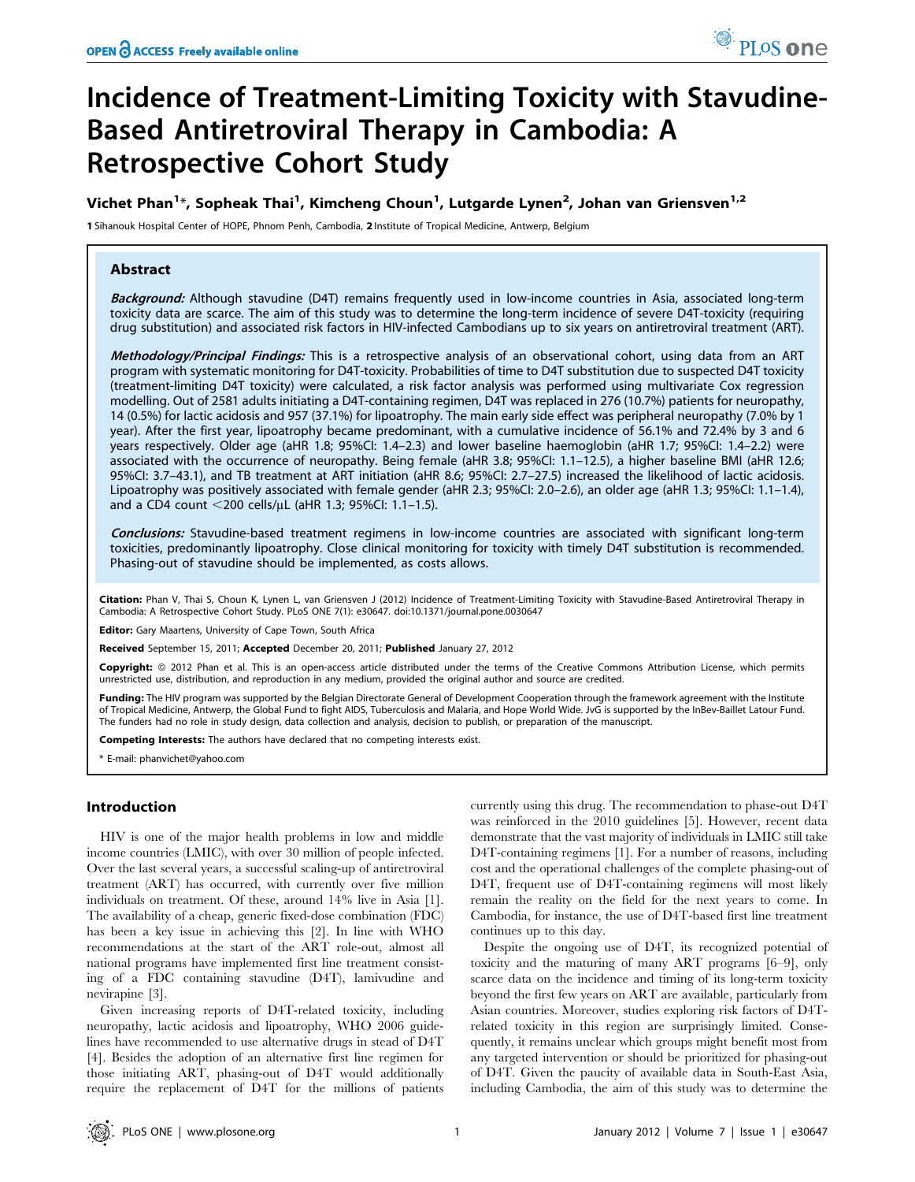# Incidence of Treatment-Limiting Toxicity with Stavudine-Based Antiretroviral Therapy in Cambodia: A Retrospective Cohort Study

**Vichet Phan[1]\*, Sopheak Thai[1], Kimcheng Choun[1], Lutgarde Lynen[2], Johan van Griensven[1,2]**

1 Sihanouk Hospital Center of HOPE, Phnom Penh, Cambodia, 2 Institute of Tropical Medicine, Antwerp, Belgium

## Abstract

***Background:*** Although stavudine (D4T) remains frequently used in low-income countries in Asia, associated long-term toxicity data are scarce. The aim of this study was to determine the long-term incidence of severe D4T-toxicity (requiring drug substitution) and associated risk factors in HIV-infected Cambodians up to six years on antiretroviral treatment (ART).

***Methodology/Principal Findings:*** This is a retrospective analysis of an observational cohort, using data from an ART program with systematic monitoring for D4T-toxicity. Probabilities of time to D4T substitution due to suspected D4T toxicity (treatment-limiting D4T toxicity) were calculated, a risk factor analysis was performed using multivariate Cox regression modelling. Out of 2581 adults initiating a D4T-containing regimen, D4T was replaced in 276 (10.7%) patients for neuropathy, 14 (0.5%) for lactic acidosis and 957 (37.1%) for lipoatrophy. The main early side effect was peripheral neuropathy (7.0% by 1 year). After the first year, lipoatrophy became predominant, with a cumulative incidence of 56.1% and 72.4% by 3 and 6 years respectively. Older age (aHR 1.8; 95%CI: 1.4–2.3) and lower baseline haemoglobin (aHR 1.7; 95%CI: 1.4–2.2) were associated with the occurrence of neuropathy. Being female (aHR 3.8; 95%CI: 1.1–12.5), a higher baseline BMI (aHR 12.6; 95%CI: 3.7–43.1), and TB treatment at ART initiation (aHR 8.6; 95%CI: 2.7–27.5) increased the likelihood of lactic acidosis. Lipoatrophy was positively associated with female gender (aHR 2.3; 95%CI: 2.0–2.6), an older age (aHR 1.3; 95%CI: 1.1–1.4), and a CD4 count <200 cells/μL (aHR 1.3; 95%CI: 1.1–1.5).

***Conclusions:*** Stavudine-based treatment regimens in low-income countries are associated with significant long-term toxicities, predominantly lipoatrophy. Close clinical monitoring for toxicity with timely D4T substitution is recommended. Phasing-out of stavudine should be implemented, as costs allows.

**Citation:** Phan V, Thai S, Choun K, Lynen L, van Griensven J (2012) Incidence of Treatment-Limiting Toxicity with Stavudine-Based Antiretroviral Therapy in Cambodia: A Retrospective Cohort Study. PLoS ONE 7(1): e30647. doi:10.1371/journal.pone.0030647

**Editor:** Gary Maartens, University of Cape Town, South Africa

**Received** September 15, 2011; **Accepted** December 20, 2011; **Published** January 27, 2012

**Copyright:** © 2012 Phan et al. This is an open-access article distributed under the terms of the Creative Commons Attribution License, which permits unrestricted use, distribution, and reproduction in any medium, provided the original author and source are credited.

**Funding:** The HIV program was supported by the Belgian Directorate General of Development Cooperation through the framework agreement with the Institute of Tropical Medicine, Antwerp, the Global Fund to fight AIDS, Tuberculosis and Malaria, and Hope World Wide. JvG is supported by the InBev-Baillet Latour Fund. The funders had no role in study design, data collection and analysis, decision to publish, or preparation of the manuscript.

**Competing Interests:** The authors have declared that no competing interests exist.

\* E-mail: phanvichet@yahoo.com

## Introduction

HIV is one of the major health problems in low and middle income countries (LMIC), with over 30 million of people infected. Over the last several years, a successful scaling-up of antiretroviral treatment (ART) has occurred, with currently over five million individuals on treatment. Of these, around 14% live in Asia [1]. The availability of a cheap, generic fixed-dose combination (FDC) has been a key issue in achieving this [2]. In line with WHO recommendations at the start of the ART role-out, almost all national programs have implemented first line treatment consisting of a FDC containing stavudine (D4T), lamivudine and nevirapine [3].

Given increasing reports of D4T-related toxicity, including neuropathy, lactic acidosis and lipoatrophy, WHO 2006 guidelines have recommended to use alternative drugs in stead of D4T [4]. Besides the adoption of an alternative first line regimen for those initiating ART, phasing-out of D4T would additionally require the replacement of D4T for the millions of patients currently using this drug. The recommendation to phase-out D4T was reinforced in the 2010 guidelines [5]. However, recent data demonstrate that the vast majority of individuals in LMIC still take D4T-containing regimens [1]. For a number of reasons, including cost and the operational challenges of the complete phasing-out of D4T, frequent use of D4T-containing regimens will most likely remain the reality on the field for the next years to come. In Cambodia, for instance, the use of D4T-based first line treatment continues up to this day.

Despite the ongoing use of D4T, its recognized potential of toxicity and the maturing of many ART programs [6–9], only scarce data on the incidence and timing of its long-term toxicity beyond the first few years on ART are available, particularly from Asian countries. Moreover, studies exploring risk factors of D4T-related toxicity in this region are surprisingly limited. Consequently, it remains unclear which groups might benefit most from any targeted intervention or should be prioritized for phasing-out of D4T. Given the paucity of available data in South-East Asia, including Cambodia, the aim of this study was to determine the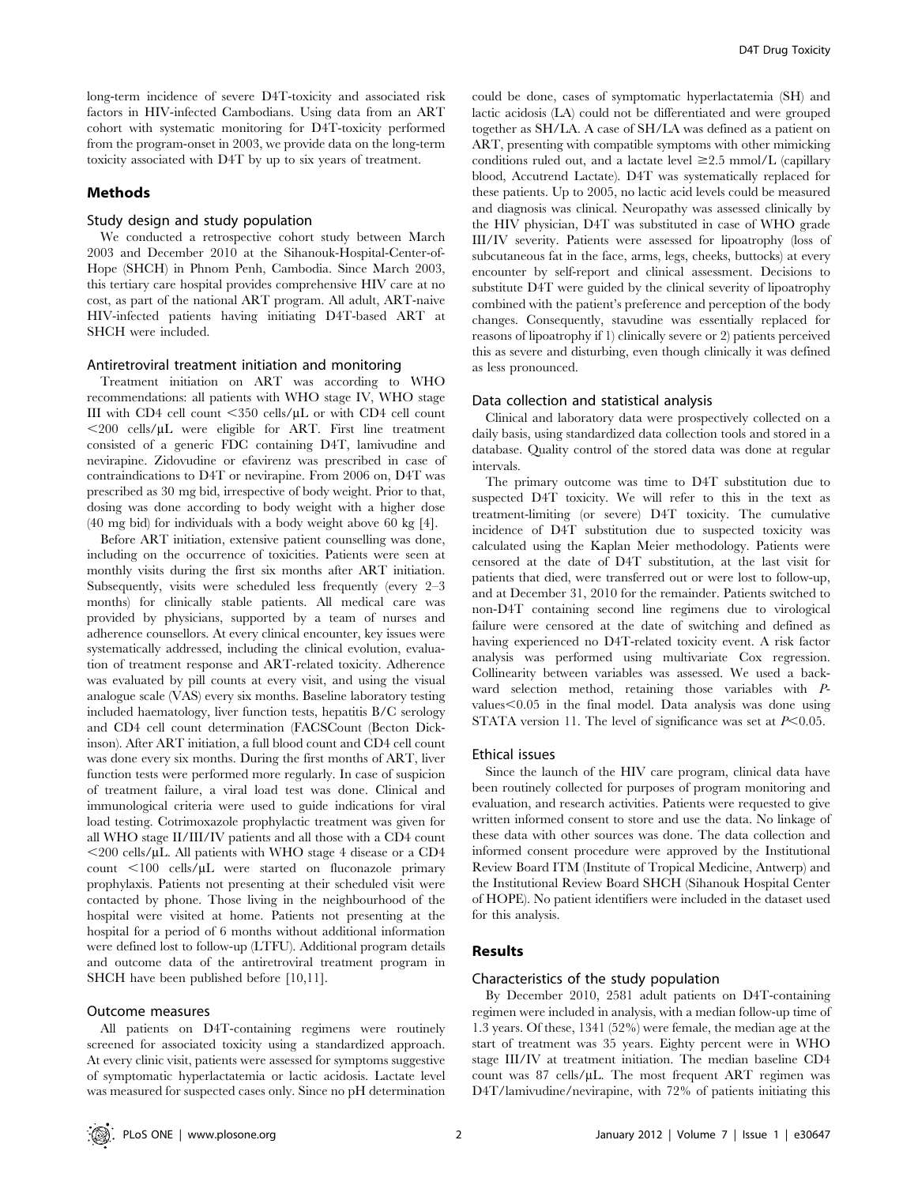long-term incidence of severe D4T-toxicity and associated risk factors in HIV-infected Cambodians. Using data from an ART cohort with systematic monitoring for D4T-toxicity performed from the program-onset in 2003, we provide data on the long-term toxicity associated with D4T by up to six years of treatment.

## Methods

### Study design and study population

We conducted a retrospective cohort study between March 2003 and December 2010 at the Sihanouk-Hospital-Center-of-Hope (SHCH) in Phnom Penh, Cambodia. Since March 2003, this tertiary care hospital provides comprehensive HIV care at no cost, as part of the national ART program. All adult, ART-naive HIV-infected patients having initiating D4T-based ART at SHCH were included.

### Antiretroviral treatment initiation and monitoring

Treatment initiation on ART was according to WHO recommendations: all patients with WHO stage IV, WHO stage III with CD4 cell count <350 cells/µL or with CD4 cell count <200 cells/µL were eligible for ART. First line treatment consisted of a generic FDC containing D4T, lamivudine and nevirapine. Zidovudine or efavirenz was prescribed in case of contraindications to D4T or nevirapine. From 2006 on, D4T was prescribed as 30 mg bid, irrespective of body weight. Prior to that, dosing was done according to body weight with a higher dose (40 mg bid) for individuals with a body weight above 60 kg [4].

Before ART initiation, extensive patient counselling was done, including on the occurrence of toxicities. Patients were seen at monthly visits during the first six months after ART initiation. Subsequently, visits were scheduled less frequently (every 2–3 months) for clinically stable patients. All medical care was provided by physicians, supported by a team of nurses and adherence counsellors. At every clinical encounter, key issues were systematically addressed, including the clinical evolution, evaluation of treatment response and ART-related toxicity. Adherence was evaluated by pill counts at every visit, and using the visual analogue scale (VAS) every six months. Baseline laboratory testing included haematology, liver function tests, hepatitis B/C serology and CD4 cell count determination (FACSCount (Becton Dickinson). After ART initiation, a full blood count and CD4 cell count was done every six months. During the first months of ART, liver function tests were performed more regularly. In case of suspicion of treatment failure, a viral load test was done. Clinical and immunological criteria were used to guide indications for viral load testing. Cotrimoxazole prophylactic treatment was given for all WHO stage II/III/IV patients and all those with a CD4 count <200 cells/µL. All patients with WHO stage 4 disease or a CD4 count <100 cells/µL were started on fluconazole primary prophylaxis. Patients not presenting at their scheduled visit were contacted by phone. Those living in the neighbourhood of the hospital were visited at home. Patients not presenting at the hospital for a period of 6 months without additional information were defined lost to follow-up (LTFU). Additional program details and outcome data of the antiretroviral treatment program in SHCH have been published before [10,11].

### Outcome measures

All patients on D4T-containing regimens were routinely screened for associated toxicity using a standardized approach. At every clinic visit, patients were assessed for symptoms suggestive of symptomatic hyperlactatemia or lactic acidosis. Lactate level was measured for suspected cases only. Since no pH determination could be done, cases of symptomatic hyperlactatemia (SH) and lactic acidosis (LA) could not be differentiated and were grouped together as SH/LA. A case of SH/LA was defined as a patient on ART, presenting with compatible symptoms with other mimicking conditions ruled out, and a lactate level ≥2.5 mmol/L (capillary blood, Accutrend Lactate). D4T was systematically replaced for these patients. Up to 2005, no lactic acid levels could be measured and diagnosis was clinical. Neuropathy was assessed clinically by the HIV physician, D4T was substituted in case of WHO grade III/IV severity. Patients were assessed for lipoatrophy (loss of subcutaneous fat in the face, arms, legs, cheeks, buttocks) at every encounter by self-report and clinical assessment. Decisions to substitute D4T were guided by the clinical severity of lipoatrophy combined with the patient's preference and perception of the body changes. Consequently, stavudine was essentially replaced for reasons of lipoatrophy if 1) clinically severe or 2) patients perceived this as severe and disturbing, even though clinically it was defined as less pronounced.

### Data collection and statistical analysis

Clinical and laboratory data were prospectively collected on a daily basis, using standardized data collection tools and stored in a database. Quality control of the stored data was done at regular intervals.

The primary outcome was time to D4T substitution due to suspected D4T toxicity. We will refer to this in the text as treatment-limiting (or severe) D4T toxicity. The cumulative incidence of D4T substitution due to suspected toxicity was calculated using the Kaplan Meier methodology. Patients were censored at the date of D4T substitution, at the last visit for patients that died, were transferred out or were lost to follow-up, and at December 31, 2010 for the remainder. Patients switched to non-D4T containing second line regimens due to virological failure were censored at the date of switching and defined as having experienced no D4T-related toxicity event. A risk factor analysis was performed using multivariate Cox regression. Collinearity between variables was assessed. We used a backward selection method, retaining those variables with *P*-values<0.05 in the final model. Data analysis was done using STATA version 11. The level of significance was set at $P<0.05$.

### Ethical issues

Since the launch of the HIV care program, clinical data have been routinely collected for purposes of program monitoring and evaluation, and research activities. Patients were requested to give written informed consent to store and use the data. No linkage of these data with other sources was done. The data collection and informed consent procedure were approved by the Institutional Review Board ITM (Institute of Tropical Medicine, Antwerp) and the Institutional Review Board SHCH (Sihanouk Hospital Center of HOPE). No patient identifiers were included in the dataset used for this analysis.

## Results

### Characteristics of the study population

By December 2010, 2581 adult patients on D4T-containing regimen were included in analysis, with a median follow-up time of 1.3 years. Of these, 1341 (52%) were female, the median age at the start of treatment was 35 years. Eighty percent were in WHO stage III/IV at treatment initiation. The median baseline CD4 count was 87 cells/µL. The most frequent ART regimen was D4T/lamivudine/nevirapine, with 72% of patients initiating this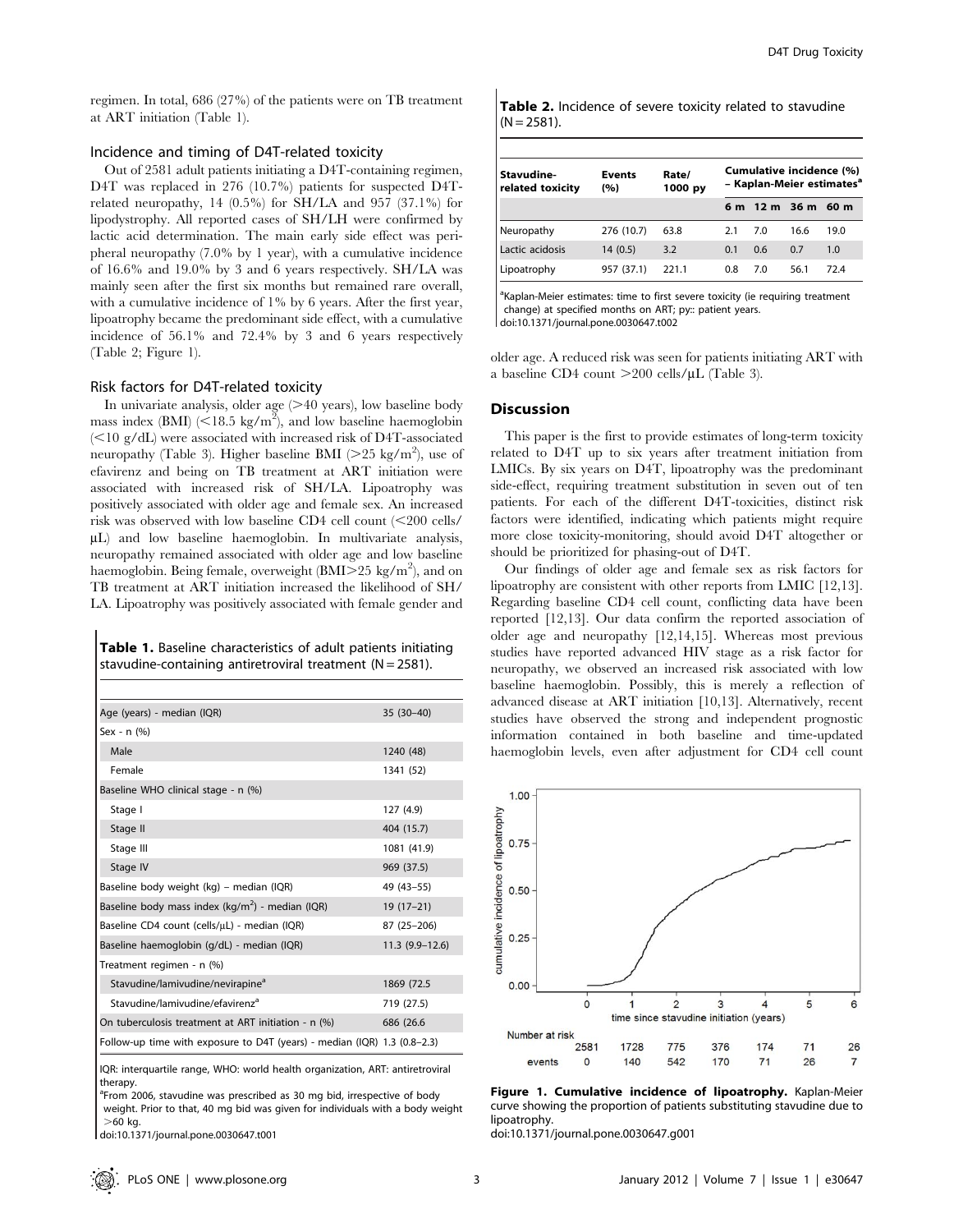regimen. In total, 686 (27%) of the patients were on TB treatment at ART initiation (Table 1).

### Incidence and timing of D4T-related toxicity

Out of 2581 adult patients initiating a D4T-containing regimen, D4T was replaced in 276 (10.7%) patients for suspected D4T-related neuropathy, 14 (0.5%) for SH/LA and 957 (37.1%) for lipodystrophy. All reported cases of SH/LH were confirmed by lactic acid determination. The main early side effect was peripheral neuropathy (7.0% by 1 year), with a cumulative incidence of 16.6% and 19.0% by 3 and 6 years respectively. SH/LA was mainly seen after the first six months but remained rare overall, with a cumulative incidence of 1% by 6 years. After the first year, lipoatrophy became the predominant side effect, with a cumulative incidence of 56.1% and 72.4% by 3 and 6 years respectively (Table 2; Figure 1).

### Risk factors for D4T-related toxicity

In univariate analysis, older age (>40 years), low baseline body mass index (BMI) (<18.5 kg/m$^2$), and low baseline haemoglobin (<10 g/dL) were associated with increased risk of D4T-associated neuropathy (Table 3). Higher baseline BMI (>25 kg/m$^2$), use of efavirenz and being on TB treatment at ART initiation were associated with increased risk of SH/LA. Lipoatrophy was positively associated with older age and female sex. An increased risk was observed with low baseline CD4 cell count (<200 cells/µL) and low baseline haemoglobin. In multivariate analysis, neuropathy remained associated with older age and low baseline haemoglobin. Being female, overweight (BMI>25 kg/m$^2$), and on TB treatment at ART initiation increased the likelihood of SH/LA. Lipoatrophy was positively associated with female gender and older age. A reduced risk was seen for patients initiating ART with a baseline CD4 count >200 cells/µL (Table 3).

**Table 1.** Baseline characteristics of adult patients initiating stavudine-containing antiretroviral treatment (N = 2581).

| | |
|---|---|
| Age (years) - median (IQR) | 35 (30–40) |
| Sex - n (%) | |
| Male | 1240 (48) |
| Female | 1341 (52) |
| Baseline WHO clinical stage - n (%) | |
| Stage I | 127 (4.9) |
| Stage II | 404 (15.7) |
| Stage III | 1081 (41.9) |
| Stage IV | 969 (37.5) |
| Baseline body weight (kg) – median (IQR) | 49 (43–55) |
| Baseline body mass index (kg/m$^2$) - median (IQR) | 19 (17–21) |
| Baseline CD4 count (cells/µL) - median (IQR) | 87 (25–206) |
| Baseline haemoglobin (g/dL) - median (IQR) | 11.3 (9.9–12.6) |
| Treatment regimen - n (%) | |
| Stavudine/lamivudine/nevirapine[a] | 1869 (72.5 |
| Stavudine/lamivudine/efavirenz[a] | 719 (27.5) |
| On tuberculosis treatment at ART initiation - n (%) | 686 (26.6 |
| Follow-up time with exposure to D4T (years) - median (IQR) | 1.3 (0.8–2.3) |

IQR: interquartile range, WHO: world health organization, ART: antiretroviral therapy.
[a]From 2006, stavudine was prescribed as 30 mg bid, irrespective of body weight. Prior to that, 40 mg bid was given for individuals with a body weight >60 kg.
doi:10.1371/journal.pone.0030647.t001

**Table 2.** Incidence of severe toxicity related to stavudine (N = 2581).

| Stavudine-related toxicity | Events (%) | Rate/ 1000 py | Cumulative incidence (%) – Kaplan-Meier estimates[a] | | | |
|---|---|---|---|---|---|---|
| | | | 6 m | 12 m | 36 m | 60 m |
| Neuropathy | 276 (10.7) | 63.8 | 2.1 | 7.0 | 16.6 | 19.0 |
| Lactic acidosis | 14 (0.5) | 3.2 | 0.1 | 0.6 | 0.7 | 1.0 |
| Lipoatrophy | 957 (37.1) | 221.1 | 0.8 | 7.0 | 56.1 | 72.4 |

[a]Kaplan-Meier estimates: time to first severe toxicity (ie requiring treatment change) at specified months on ART; py:: patient years.
doi:10.1371/journal.pone.0030647.t002

## Discussion

This paper is the first to provide estimates of long-term toxicity related to D4T up to six years after treatment initiation from LMICs. By six years on D4T, lipoatrophy was the predominant side-effect, requiring treatment substitution in seven out of ten patients. For each of the different D4T-toxicities, distinct risk factors were identified, indicating which patients might require more close toxicity-monitoring, should avoid D4T altogether or should be prioritized for phasing-out of D4T.

Our findings of older age and female sex as risk factors for lipoatrophy are consistent with other reports from LMIC [12,13]. Regarding baseline CD4 cell count, conflicting data have been reported [12,13]. Our data confirm the reported association of older age and neuropathy [12,14,15]. Whereas most previous studies have reported advanced HIV stage as a risk factor for neuropathy, we observed an increased risk associated with low baseline haemoglobin. Possibly, this is merely a reflection of advanced disease at ART initiation [10,13]. Alternatively, recent studies have observed the strong and independent prognostic information contained in both baseline and time-updated haemoglobin levels, even after adjustment for CD4 cell count

**Figure 1. Cumulative incidence of lipoatrophy.** Kaplan-Meier curve showing the proportion of patients substituting stavudine due to lipoatrophy.
doi:10.1371/journal.pone.0030647.g001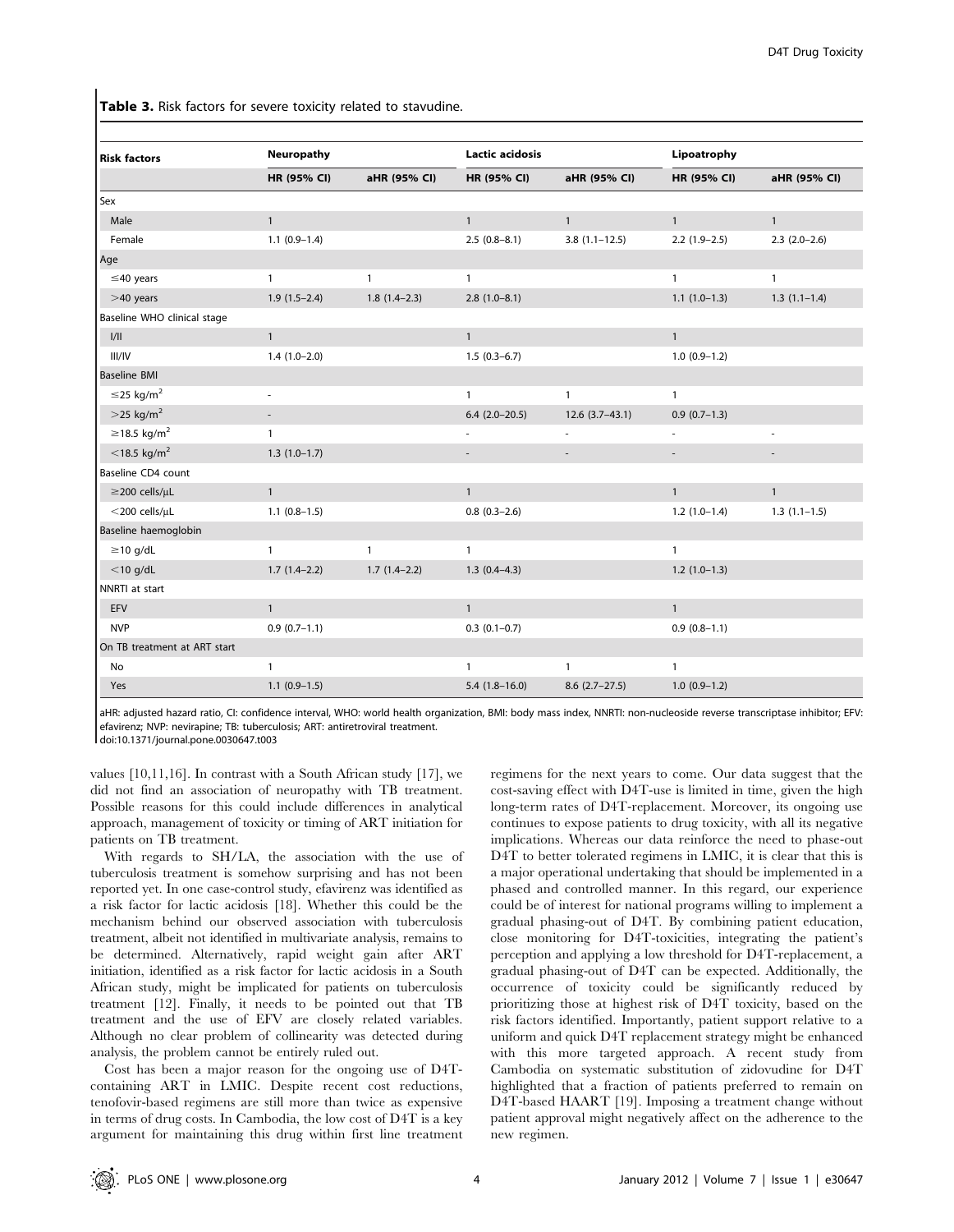**Table 3.** Risk factors for severe toxicity related to stavudine.

| Risk factors | Neuropathy | | Lactic acidosis | | Lipoatrophy | |
|---|---|---|---|---|---|---|
| | HR (95% CI) | aHR (95% CI) | HR (95% CI) | aHR (95% CI) | HR (95% CI) | aHR (95% CI) |
| Sex | | | | | | |
| Male | 1 | | 1 | 1 | 1 | 1 |
| Female | 1.1 (0.9–1.4) | | 2.5 (0.8–8.1) | 3.8 (1.1–12.5) | 2.2 (1.9–2.5) | 2.3 (2.0–2.6) |
| Age | | | | | | |
| ≤40 years | 1 | 1 | 1 | | 1 | 1 |
| >40 years | 1.9 (1.5–2.4) | 1.8 (1.4–2.3) | 2.8 (1.0–8.1) | | 1.1 (1.0–1.3) | 1.3 (1.1–1.4) |
| Baseline WHO clinical stage | | | | | | |
| I/II | 1 | | 1 | | 1 | |
| III/IV | 1.4 (1.0–2.0) | | 1.5 (0.3–6.7) | | 1.0 (0.9–1.2) | |
| Baseline BMI | | | | | | |
| ≤25 kg/m$^2$ | - | | 1 | 1 | 1 | |
| >25 kg/m$^2$ | - | | 6.4 (2.0–20.5) | 12.6 (3.7–43.1) | 0.9 (0.7–1.3) | |
| ≥18.5 kg/m$^2$ | 1 | | - | - | - | - |
| <18.5 kg/m$^2$ | 1.3 (1.0–1.7) | | - | - | - | - |
| Baseline CD4 count | | | | | | |
| ≥200 cells/μL | 1 | | 1 | | 1 | 1 |
| <200 cells/μL | 1.1 (0.8–1.5) | | 0.8 (0.3–2.6) | | 1.2 (1.0–1.4) | 1.3 (1.1–1.5) |
| Baseline haemoglobin | | | | | | |
| ≥10 g/dL | 1 | 1 | 1 | | 1 | |
| <10 g/dL | 1.7 (1.4–2.2) | 1.7 (1.4–2.2) | 1.3 (0.4–4.3) | | 1.2 (1.0–1.3) | |
| NNRTI at start | | | | | | |
| EFV | 1 | | 1 | | 1 | |
| NVP | 0.9 (0.7–1.1) | | 0.3 (0.1–0.7) | | 0.9 (0.8–1.1) | |
| On TB treatment at ART start | | | | | | |
| No | 1 | | 1 | 1 | 1 | |
| Yes | 1.1 (0.9–1.5) | | 5.4 (1.8–16.0) | 8.6 (2.7–27.5) | 1.0 (0.9–1.2) | |

aHR: adjusted hazard ratio, CI: confidence interval, WHO: world health organization, BMI: body mass index, NNRTI: non-nucleoside reverse transcriptase inhibitor; EFV: efavirenz; NVP: nevirapine; TB: tuberculosis; ART: antiretroviral treatment.
doi:10.1371/journal.pone.0030647.t003

values [10,11,16]. In contrast with a South African study [17], we did not find an association of neuropathy with TB treatment. Possible reasons for this could include differences in analytical approach, management of toxicity or timing of ART initiation for patients on TB treatment.

With regards to SH/LA, the association with the use of tuberculosis treatment is somehow surprising and has not been reported yet. In one case-control study, efavirenz was identified as a risk factor for lactic acidosis [18]. Whether this could be the mechanism behind our observed association with tuberculosis treatment, albeit not identified in multivariate analysis, remains to be determined. Alternatively, rapid weight gain after ART initiation, identified as a risk factor for lactic acidosis in a South African study, might be implicated for patients on tuberculosis treatment [12]. Finally, it needs to be pointed out that TB treatment and the use of EFV are closely related variables. Although no clear problem of collinearity was detected during analysis, the problem cannot be entirely ruled out.

Cost has been a major reason for the ongoing use of D4T-containing ART in LMIC. Despite recent cost reductions, tenofovir-based regimens are still more than twice as expensive in terms of drug costs. In Cambodia, the low cost of D4T is a key argument for maintaining this drug within first line treatment regimens for the next years to come. Our data suggest that the cost-saving effect with D4T-use is limited in time, given the high long-term rates of D4T-replacement. Moreover, its ongoing use continues to expose patients to drug toxicity, with all its negative implications. Whereas our data reinforce the need to phase-out D4T to better tolerated regimens in LMIC, it is clear that this is a major operational undertaking that should be implemented in a phased and controlled manner. In this regard, our experience could be of interest for national programs willing to implement a gradual phasing-out of D4T. By combining patient education, close monitoring for D4T-toxicities, integrating the patient's perception and applying a low threshold for D4T-replacement, a gradual phasing-out of D4T can be expected. Additionally, the occurrence of toxicity could be significantly reduced by prioritizing those at highest risk of D4T toxicity, based on the risk factors identified. Importantly, patient support relative to a uniform and quick D4T replacement strategy might be enhanced with this more targeted approach. A recent study from Cambodia on systematic substitution of zidovudine for D4T highlighted that a fraction of patients preferred to remain on D4T-based HAART [19]. Imposing a treatment change without patient approval might negatively affect on the adherence to the new regimen.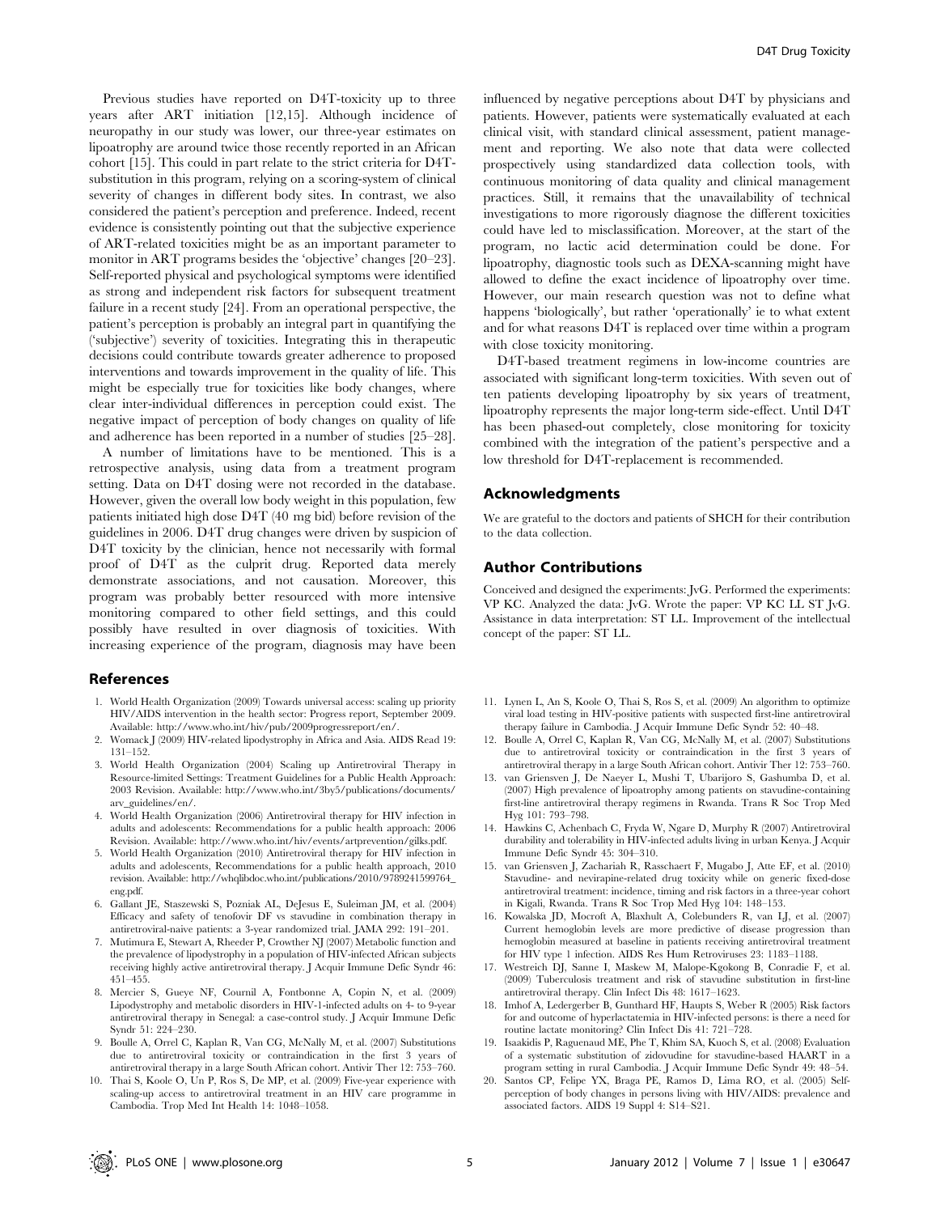Previous studies have reported on D4T-toxicity up to three years after ART initiation [12,15]. Although incidence of neuropathy in our study was lower, our three-year estimates on lipoatrophy are around twice those recently reported in an African cohort [15]. This could in part relate to the strict criteria for D4T-substitution in this program, relying on a scoring-system of clinical severity of changes in different body sites. In contrast, we also considered the patient's perception and preference. Indeed, recent evidence is consistently pointing out that the subjective experience of ART-related toxicities might be as an important parameter to monitor in ART programs besides the 'objective' changes [20–23]. Self-reported physical and psychological symptoms were identified as strong and independent risk factors for subsequent treatment failure in a recent study [24]. From an operational perspective, the patient's perception is probably an integral part in quantifying the ('subjective') severity of toxicities. Integrating this in therapeutic decisions could contribute towards greater adherence to proposed interventions and towards improvement in the quality of life. This might be especially true for toxicities like body changes, where clear inter-individual differences in perception could exist. The negative impact of perception of body changes on quality of life and adherence has been reported in a number of studies [25–28].

A number of limitations have to be mentioned. This is a retrospective analysis, using data from a treatment program setting. Data on D4T dosing were not recorded in the database. However, given the overall low body weight in this population, few patients initiated high dose D4T (40 mg bid) before revision of the guidelines in 2006. D4T drug changes were driven by suspicion of D4T toxicity by the clinician, hence not necessarily with formal proof of D4T as the culprit drug. Reported data merely demonstrate associations, and not causation. Moreover, this program was probably better resourced with more intensive monitoring compared to other field settings, and this could possibly have resulted in over diagnosis of toxicities. With increasing experience of the program, diagnosis may have been influenced by negative perceptions about D4T by physicians and patients. However, patients were systematically evaluated at each clinical visit, with standard clinical assessment, patient management and reporting. We also note that data were collected prospectively using standardized data collection tools, with continuous monitoring of data quality and clinical management practices. Still, it remains that the unavailability of technical investigations to more rigorously diagnose the different toxicities could have led to misclassification. Moreover, at the start of the program, no lactic acid determination could be done. For lipoatrophy, diagnostic tools such as DEXA-scanning might have allowed to define the exact incidence of lipoatrophy over time. However, our main research question was not to define what happens 'biologically', but rather 'operationally' ie to what extent and for what reasons D4T is replaced over time within a program with close toxicity monitoring.

D4T-based treatment regimens in low-income countries are associated with significant long-term toxicities. With seven out of ten patients developing lipoatrophy by six years of treatment, lipoatrophy represents the major long-term side-effect. Until D4T has been phased-out completely, close monitoring for toxicity combined with the integration of the patient's perspective and a low threshold for D4T-replacement is recommended.

## Acknowledgments

We are grateful to the doctors and patients of SHCH for their contribution to the data collection.

## Author Contributions

Conceived and designed the experiments: JvG. Performed the experiments: VP KC. Analyzed the data: JvG. Wrote the paper: VP KC LL ST JvG. Assistance in data interpretation: ST LL. Improvement of the intellectual concept of the paper: ST LL.

## References

1. World Health Organization (2009) Towards universal access: scaling up priority HIV/AIDS intervention in the health sector: Progress report, September 2009. Available: http://www.who.int/hiv/pub/2009progressreport/en/.
2. Womack J (2009) HIV-related lipodystrophy in Africa and Asia. AIDS Read 19: 131–152.
3. World Health Organization (2004) Scaling up Antiretroviral Therapy in Resource-limited Settings: Treatment Guidelines for a Public Health Approach: 2003 Revision. Available: http://www.who.int/3by5/publications/documents/arv_guidelines/en/.
4. World Health Organization (2006) Antiretroviral therapy for HIV infection in adults and adolescents: Recommendations for a public health approach: 2006 Revision. Available: http://www.who.int/hiv/events/artprevention/gilks.pdf.
5. World Health Organization (2010) Antiretroviral therapy for HIV infection in adults and adolescents, Recommendations for a public health approach, 2010 revision. Available: http://whqlibdoc.who.int/publications/2010/9789241599764_eng.pdf.
6. Gallant JE, Staszewski S, Pozniak AL, DeJesus E, Suleiman JM, et al. (2004) Efficacy and safety of tenofovir DF vs stavudine in combination therapy in antiretroviral-naive patients: a 3-year randomized trial. JAMA 292: 191–201.
7. Mutimura E, Stewart A, Rheeder P, Crowther NJ (2007) Metabolic function and the prevalence of lipodystrophy in a population of HIV-infected African subjects receiving highly active antiretroviral therapy. J Acquir Immune Defic Syndr 46: 451–455.
8. Mercier S, Gueye NF, Cournil A, Fontbonne A, Copin N, et al. (2009) Lipodystrophy and metabolic disorders in HIV-1-infected adults on 4- to 9-year antiretroviral therapy in Senegal: a case-control study. J Acquir Immune Defic Syndr 51: 224–230.
9. Boulle A, Orrel C, Kaplan R, Van CG, McNally M, et al. (2007) Substitutions due to antiretroviral toxicity or contraindication in the first 3 years of antiretroviral therapy in a large South African cohort. Antivir Ther 12: 753–760.
10. Thai S, Koole O, Un P, Ros S, De MP, et al. (2009) Five-year experience with scaling-up access to antiretroviral treatment in an HIV care programme in Cambodia. Trop Med Int Health 14: 1048–1058.
11. Lynen L, An S, Koole O, Thai S, Ros S, et al. (2009) An algorithm to optimize viral load testing in HIV-positive patients with suspected first-line antiretroviral therapy failure in Cambodia. J Acquir Immune Defic Syndr 52: 40–48.
12. Boulle A, Orrel C, Kaplan R, Van CG, McNally M, et al. (2007) Substitutions due to antiretroviral toxicity or contraindication in the first 3 years of antiretroviral therapy in a large South African cohort. Antivir Ther 12: 753–760.
13. van Griensven J, De Naeyer L, Mushi T, Ubarijoro S, Gashumba D, et al. (2007) High prevalence of lipoatrophy among patients on stavudine-containing first-line antiretroviral therapy regimens in Rwanda. Trans R Soc Trop Med Hyg 101: 793–798.
14. Hawkins C, Achenbach C, Fryda W, Ngare D, Murphy R (2007) Antiretroviral durability and tolerability in HIV-infected adults living in urban Kenya. J Acquir Immune Defic Syndr 45: 304–310.
15. van Griensven J, Zachariah R, Rasschaert F, Mugabo J, Atte EF, et al. (2010) Stavudine- and nevirapine-related drug toxicity while on generic fixed-dose antiretroviral treatment: incidence, timing and risk factors in a three-year cohort in Kigali, Rwanda. Trans R Soc Trop Med Hyg 104: 148–153.
16. Kowalska JD, Mocroft A, Blaxhult A, Colebunders R, van LJ, et al. (2007) Current hemoglobin levels are more predictive of disease progression than hemoglobin measured at baseline in patients receiving antiretroviral treatment for HIV type 1 infection. AIDS Res Hum Retroviruses 23: 1183–1188.
17. Westreich DJ, Sanne I, Maskew M, Malope-Kgokong B, Conradie F, et al. (2009) Tuberculosis treatment and risk of stavudine substitution in first-line antiretroviral therapy. Clin Infect Dis 48: 1617–1623.
18. Imhof A, Ledergerber B, Gunthard HF, Haupts S, Weber R (2005) Risk factors for and outcome of hyperlactatemia in HIV-infected persons: is there a need for routine lactate monitoring? Clin Infect Dis 41: 721–728.
19. Isaakidis P, Raguenaud ME, Phe T, Khim SA, Kuoch S, et al. (2008) Evaluation of a systematic substitution of zidovudine for stavudine-based HAART in a program setting in rural Cambodia. J Acquir Immune Defic Syndr 49: 48–54.
20. Santos CP, Felipe YX, Braga PE, Ramos D, Lima RO, et al. (2005) Self-perception of body changes in persons living with HIV/AIDS: prevalence and associated factors. AIDS 19 Suppl 4: S14–S21.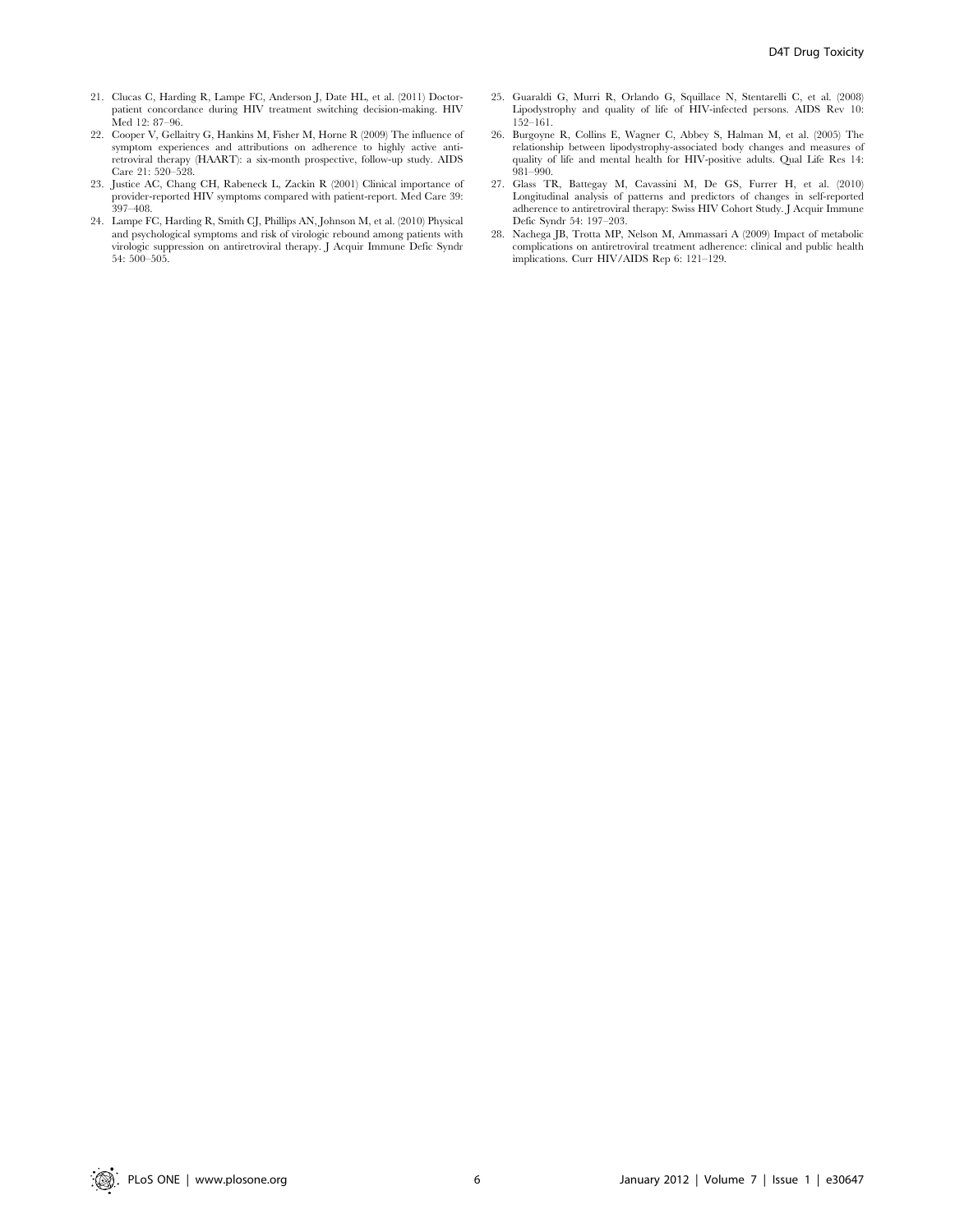21. Clucas C, Harding R, Lampe FC, Anderson J, Date HL, et al. (2011) Doctor-patient concordance during HIV treatment switching decision-making. HIV Med 12: 87–96.
22. Cooper V, Gellaitry G, Hankins M, Fisher M, Horne R (2009) The influence of symptom experiences and attributions on adherence to highly active anti-retroviral therapy (HAART): a six-month prospective, follow-up study. AIDS Care 21: 520–528.
23. Justice AC, Chang CH, Rabeneck L, Zackin R (2001) Clinical importance of provider-reported HIV symptoms compared with patient-report. Med Care 39: 397–408.
24. Lampe FC, Harding R, Smith CJ, Phillips AN, Johnson M, et al. (2010) Physical and psychological symptoms and risk of virologic rebound among patients with virologic suppression on antiretroviral therapy. J Acquir Immune Defic Syndr 54: 500–505.
25. Guaraldi G, Murri R, Orlando G, Squillace N, Stentarelli C, et al. (2008) Lipodystrophy and quality of life of HIV-infected persons. AIDS Rev 10: 152–161.
26. Burgoyne R, Collins E, Wagner C, Abbey S, Halman M, et al. (2005) The relationship between lipodystrophy-associated body changes and measures of quality of life and mental health for HIV-positive adults. Qual Life Res 14: 981–990.
27. Glass TR, Battegay M, Cavassini M, De GS, Furrer H, et al. (2010) Longitudinal analysis of patterns and predictors of changes in self-reported adherence to antiretroviral therapy: Swiss HIV Cohort Study. J Acquir Immune Defic Syndr 54: 197–203.
28. Nachega JB, Trotta MP, Nelson M, Ammassari A (2009) Impact of metabolic complications on antiretroviral treatment adherence: clinical and public health implications. Curr HIV/AIDS Rep 6: 121–129.